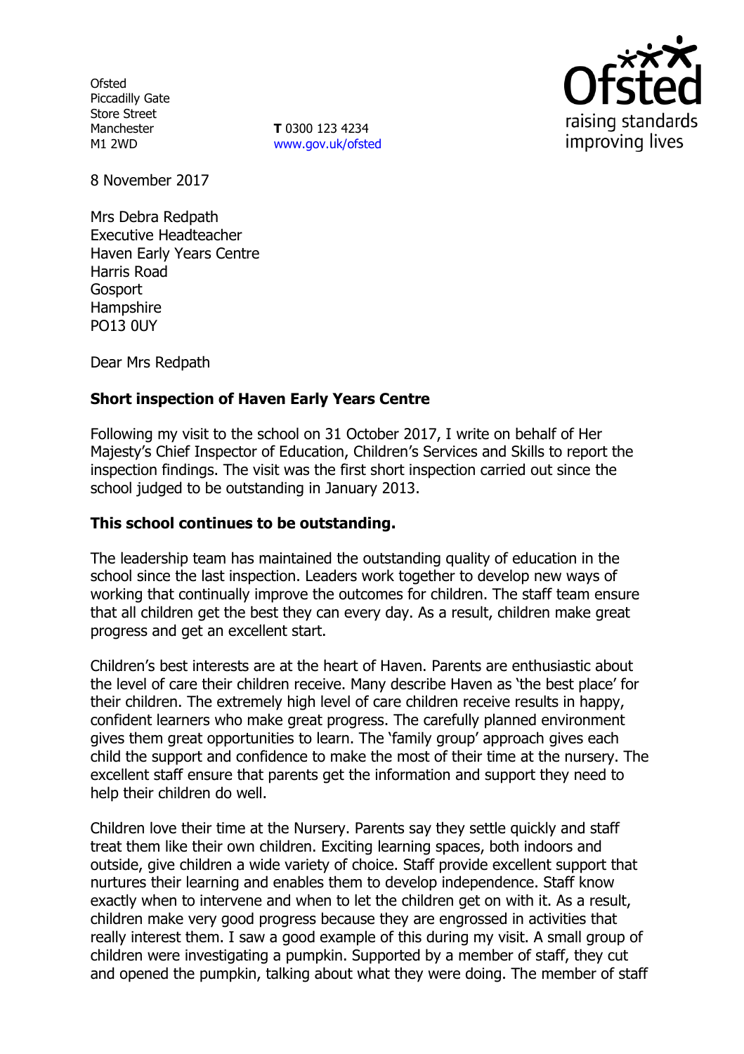Ofsted
Piccadilly Gate
Store Street
Manchester
M1 2WD

**T** 0300 123 4234
www.gov.uk/ofsted

8 November 2017

Mrs Debra Redpath
Executive Headteacher
Haven Early Years Centre
Harris Road
Gosport
Hampshire
PO13 0UY

Dear Mrs Redpath

**Short inspection of Haven Early Years Centre**

Following my visit to the school on 31 October 2017, I write on behalf of Her Majesty's Chief Inspector of Education, Children's Services and Skills to report the inspection findings. The visit was the first short inspection carried out since the school judged to be outstanding in January 2013.

**This school continues to be outstanding.**

The leadership team has maintained the outstanding quality of education in the school since the last inspection. Leaders work together to develop new ways of working that continually improve the outcomes for children. The staff team ensure that all children get the best they can every day. As a result, children make great progress and get an excellent start.

Children's best interests are at the heart of Haven. Parents are enthusiastic about the level of care their children receive. Many describe Haven as 'the best place' for their children. The extremely high level of care children receive results in happy, confident learners who make great progress. The carefully planned environment gives them great opportunities to learn. The 'family group' approach gives each child the support and confidence to make the most of their time at the nursery. The excellent staff ensure that parents get the information and support they need to help their children do well.

Children love their time at the Nursery. Parents say they settle quickly and staff treat them like their own children. Exciting learning spaces, both indoors and outside, give children a wide variety of choice. Staff provide excellent support that nurtures their learning and enables them to develop independence. Staff know exactly when to intervene and when to let the children get on with it. As a result, children make very good progress because they are engrossed in activities that really interest them. I saw a good example of this during my visit. A small group of children were investigating a pumpkin. Supported by a member of staff, they cut and opened the pumpkin, talking about what they were doing. The member of staff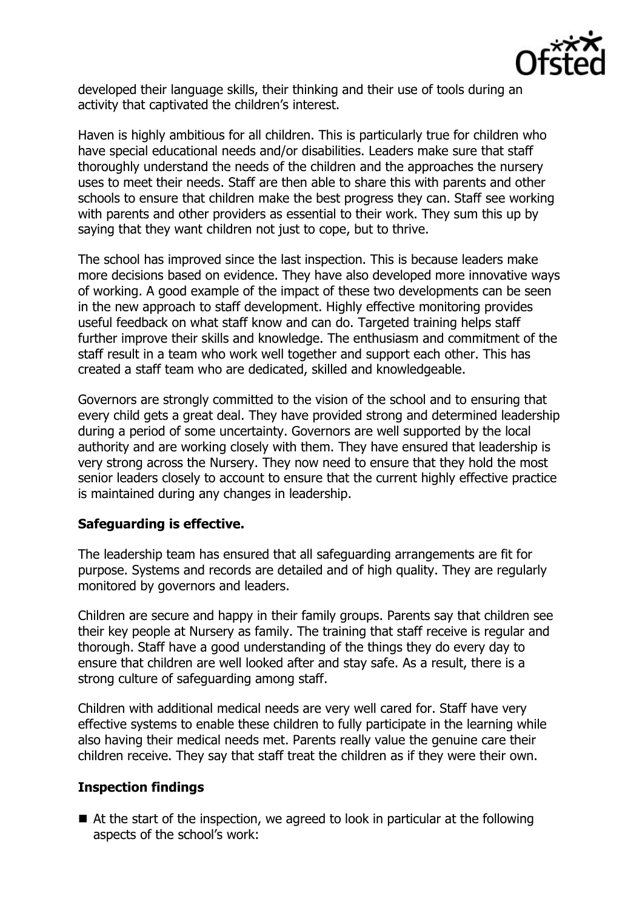developed their language skills, their thinking and their use of tools during an activity that captivated the children's interest.

Haven is highly ambitious for all children. This is particularly true for children who have special educational needs and/or disabilities. Leaders make sure that staff thoroughly understand the needs of the children and the approaches the nursery uses to meet their needs. Staff are then able to share this with parents and other schools to ensure that children make the best progress they can. Staff see working with parents and other providers as essential to their work. They sum this up by saying that they want children not just to cope, but to thrive.

The school has improved since the last inspection. This is because leaders make more decisions based on evidence. They have also developed more innovative ways of working. A good example of the impact of these two developments can be seen in the new approach to staff development. Highly effective monitoring provides useful feedback on what staff know and can do. Targeted training helps staff further improve their skills and knowledge. The enthusiasm and commitment of the staff result in a team who work well together and support each other. This has created a staff team who are dedicated, skilled and knowledgeable.

Governors are strongly committed to the vision of the school and to ensuring that every child gets a great deal. They have provided strong and determined leadership during a period of some uncertainty. Governors are well supported by the local authority and are working closely with them. They have ensured that leadership is very strong across the Nursery. They now need to ensure that they hold the most senior leaders closely to account to ensure that the current highly effective practice is maintained during any changes in leadership.

**Safeguarding is effective.**

The leadership team has ensured that all safeguarding arrangements are fit for purpose. Systems and records are detailed and of high quality. They are regularly monitored by governors and leaders.

Children are secure and happy in their family groups. Parents say that children see their key people at Nursery as family. The training that staff receive is regular and thorough. Staff have a good understanding of the things they do every day to ensure that children are well looked after and stay safe. As a result, there is a strong culture of safeguarding among staff.

Children with additional medical needs are very well cared for. Staff have very effective systems to enable these children to fully participate in the learning while also having their medical needs met. Parents really value the genuine care their children receive. They say that staff treat the children as if they were their own.

**Inspection findings**

- At the start of the inspection, we agreed to look in particular at the following aspects of the school's work: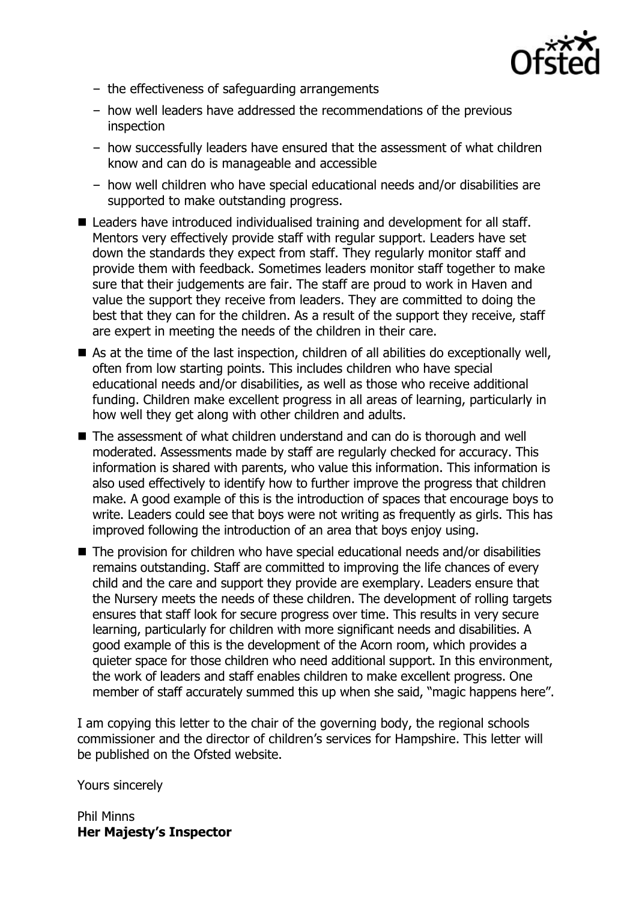- the effectiveness of safeguarding arrangements
  - how well leaders have addressed the recommendations of the previous inspection
  - how successfully leaders have ensured that the assessment of what children know and can do is manageable and accessible
  - how well children who have special educational needs and/or disabilities are supported to make outstanding progress.

- Leaders have introduced individualised training and development for all staff. Mentors very effectively provide staff with regular support. Leaders have set down the standards they expect from staff. They regularly monitor staff and provide them with feedback. Sometimes leaders monitor staff together to make sure that their judgements are fair. The staff are proud to work in Haven and value the support they receive from leaders. They are committed to doing the best that they can for the children. As a result of the support they receive, staff are expert in meeting the needs of the children in their care.
- As at the time of the last inspection, children of all abilities do exceptionally well, often from low starting points. This includes children who have special educational needs and/or disabilities, as well as those who receive additional funding. Children make excellent progress in all areas of learning, particularly in how well they get along with other children and adults.
- The assessment of what children understand and can do is thorough and well moderated. Assessments made by staff are regularly checked for accuracy. This information is shared with parents, who value this information. This information is also used effectively to identify how to further improve the progress that children make. A good example of this is the introduction of spaces that encourage boys to write. Leaders could see that boys were not writing as frequently as girls. This has improved following the introduction of an area that boys enjoy using.
- The provision for children who have special educational needs and/or disabilities remains outstanding. Staff are committed to improving the life chances of every child and the care and support they provide are exemplary. Leaders ensure that the Nursery meets the needs of these children. The development of rolling targets ensures that staff look for secure progress over time. This results in very secure learning, particularly for children with more significant needs and disabilities. A good example of this is the development of the Acorn room, which provides a quieter space for those children who need additional support. In this environment, the work of leaders and staff enables children to make excellent progress. One member of staff accurately summed this up when she said, "magic happens here".

I am copying this letter to the chair of the governing body, the regional schools commissioner and the director of children's services for Hampshire. This letter will be published on the Ofsted website.

Yours sincerely

Phil Minns
**Her Majesty's Inspector**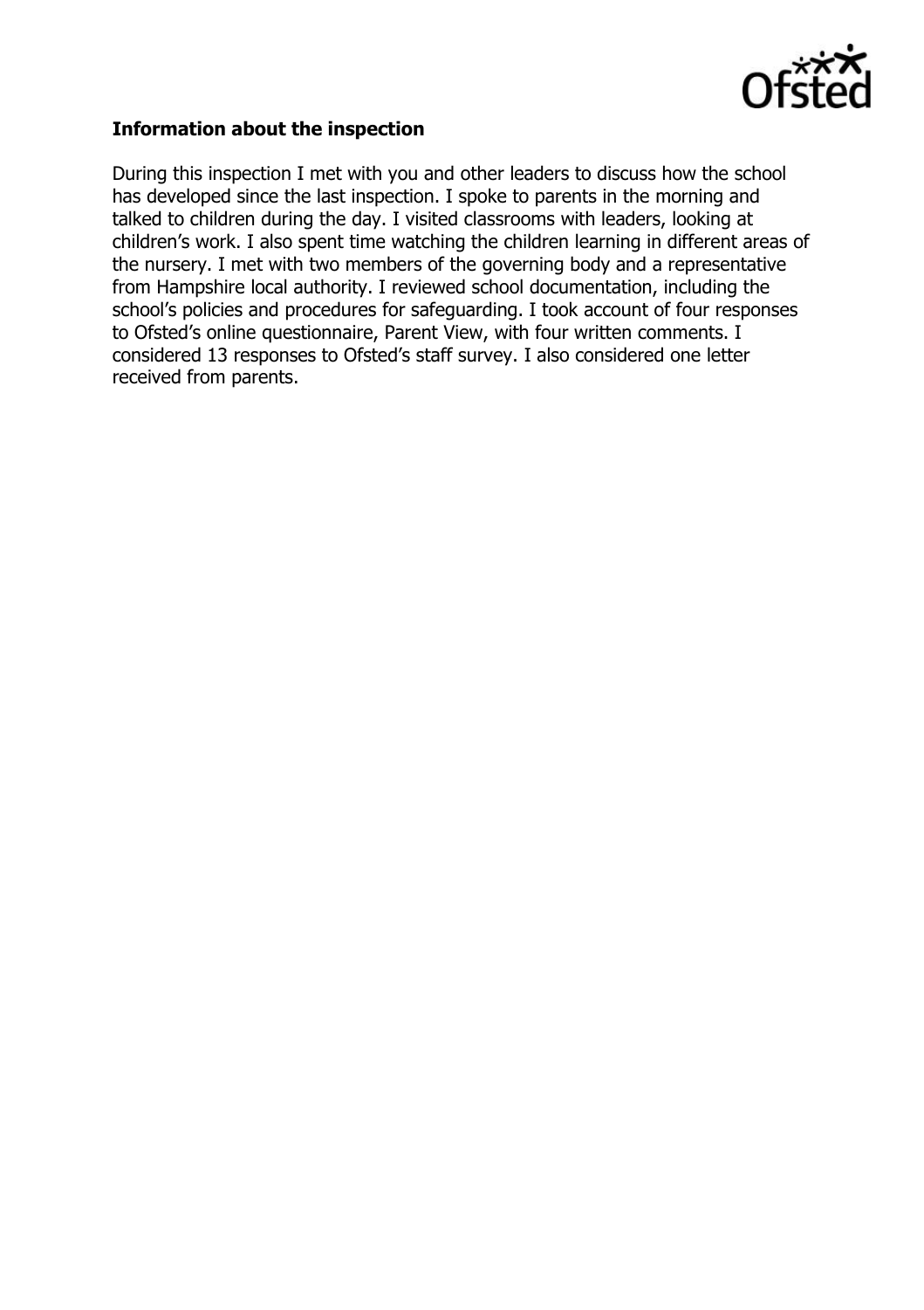**Information about the inspection**

During this inspection I met with you and other leaders to discuss how the school has developed since the last inspection. I spoke to parents in the morning and talked to children during the day. I visited classrooms with leaders, looking at children's work. I also spent time watching the children learning in different areas of the nursery. I met with two members of the governing body and a representative from Hampshire local authority. I reviewed school documentation, including the school's policies and procedures for safeguarding. I took account of four responses to Ofsted's online questionnaire, Parent View, with four written comments. I considered 13 responses to Ofsted's staff survey. I also considered one letter received from parents.